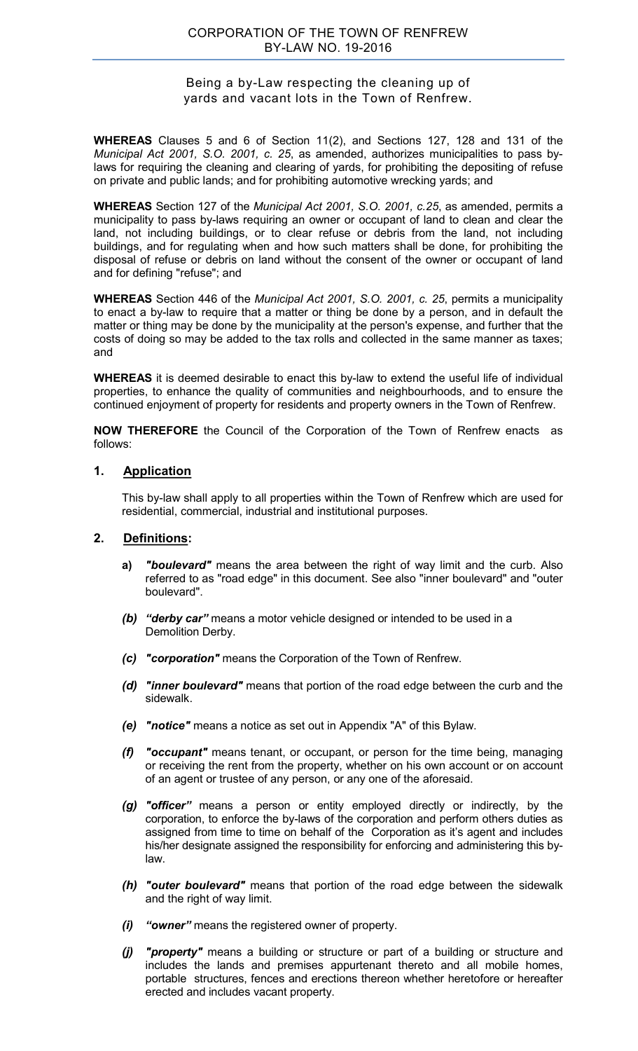# CORPORATION OF THE TOWN OF RENFREW
## BY-LAW NO. 19-2016

Being a by-Law respecting the cleaning up of yards and vacant lots in the Town of Renfrew.

**WHEREAS** Clauses 5 and 6 of Section 11(2), and Sections 127, 128 and 131 of the *Municipal Act 2001, S.O. 2001, c. 25*, as amended, authorizes municipalities to pass by-laws for requiring the cleaning and clearing of yards, for prohibiting the depositing of refuse on private and public lands; and for prohibiting automotive wrecking yards; and

**WHEREAS** Section 127 of the *Municipal Act 2001, S.O. 2001, c.25*, as amended, permits a municipality to pass by-laws requiring an owner or occupant of land to clean and clear the land, not including buildings, or to clear refuse or debris from the land, not including buildings, and for regulating when and how such matters shall be done, for prohibiting the disposal of refuse or debris on land without the consent of the owner or occupant of land and for defining "refuse"; and

**WHEREAS** Section 446 of the *Municipal Act 2001, S.O. 2001, c. 25*, permits a municipality to enact a by-law to require that a matter or thing be done by a person, and in default the matter or thing may be done by the municipality at the person's expense, and further that the costs of doing so may be added to the tax rolls and collected in the same manner as taxes; and

**WHEREAS** it is deemed desirable to enact this by-law to extend the useful life of individual properties, to enhance the quality of communities and neighbourhoods, and to ensure the continued enjoyment of property for residents and property owners in the Town of Renfrew.

**NOW THEREFORE** the Council of the Corporation of the Town of Renfrew enacts as follows:

## 1. Application

This by-law shall apply to all properties within the Town of Renfrew which are used for residential, commercial, industrial and institutional purposes.

## 2. Definitions:

**a)** ***"boulevard"*** means the area between the right of way limit and the curb. Also referred to as "road edge" in this document. See also "inner boulevard" and "outer boulevard".

***(b)*** ***"derby car"*** means a motor vehicle designed or intended to be used in a Demolition Derby.

***(c)*** ***"corporation"*** means the Corporation of the Town of Renfrew.

***(d)*** ***"inner boulevard"*** means that portion of the road edge between the curb and the sidewalk.

***(e)*** ***"notice"*** means a notice as set out in Appendix "A" of this Bylaw.

***(f)*** ***"occupant"*** means tenant, or occupant, or person for the time being, managing or receiving the rent from the property, whether on his own account or on account of an agent or trustee of any person, or any one of the aforesaid.

***(g)*** ***"officer"*** means a person or entity employed directly or indirectly, by the corporation, to enforce the by-laws of the corporation and perform others duties as assigned from time to time on behalf of the Corporation as it's agent and includes his/her designate assigned the responsibility for enforcing and administering this by-law.

***(h)*** ***"outer boulevard"*** means that portion of the road edge between the sidewalk and the right of way limit.

***(i)*** ***"owner"*** means the registered owner of property.

***(j)*** ***"property"*** means a building or structure or part of a building or structure and includes the lands and premises appurtenant thereto and all mobile homes, portable structures, fences and erections thereon whether heretofore or hereafter erected and includes vacant property.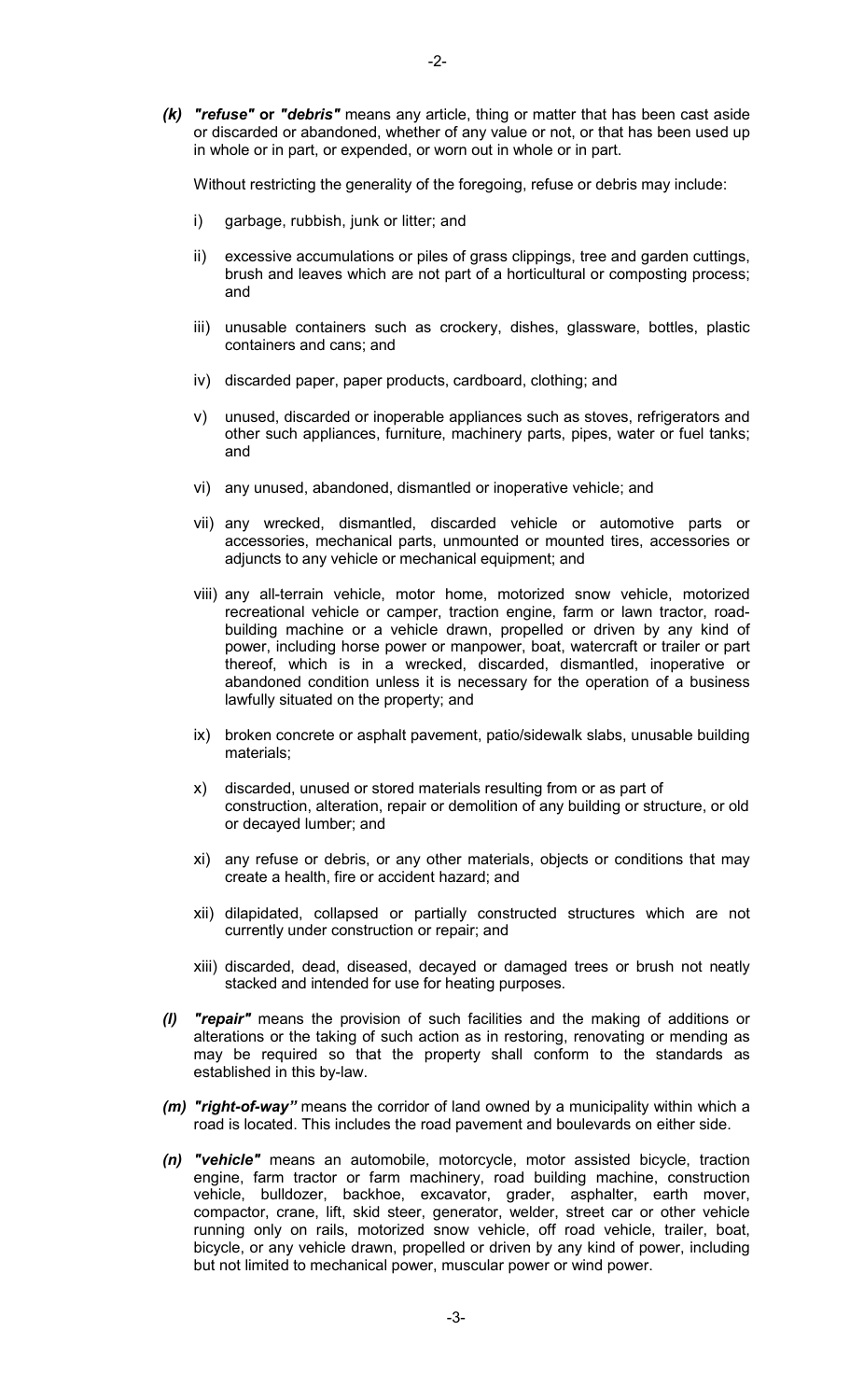***(k) "refuse"* or *"debris"*** means any article, thing or matter that has been cast aside or discarded or abandoned, whether of any value or not, or that has been used up in whole or in part, or expended, or worn out in whole or in part.

Without restricting the generality of the foregoing, refuse or debris may include:

i) garbage, rubbish, junk or litter; and

ii) excessive accumulations or piles of grass clippings, tree and garden cuttings, brush and leaves which are not part of a horticultural or composting process; and

iii) unusable containers such as crockery, dishes, glassware, bottles, plastic containers and cans; and

iv) discarded paper, paper products, cardboard, clothing; and

v) unused, discarded or inoperable appliances such as stoves, refrigerators and other such appliances, furniture, machinery parts, pipes, water or fuel tanks; and

vi) any unused, abandoned, dismantled or inoperative vehicle; and

vii) any wrecked, dismantled, discarded vehicle or automotive parts or accessories, mechanical parts, unmounted or mounted tires, accessories or adjuncts to any vehicle or mechanical equipment; and

viii) any all-terrain vehicle, motor home, motorized snow vehicle, motorized recreational vehicle or camper, traction engine, farm or lawn tractor, road-building machine or a vehicle drawn, propelled or driven by any kind of power, including horse power or manpower, boat, watercraft or trailer or part thereof, which is in a wrecked, discarded, dismantled, inoperative or abandoned condition unless it is necessary for the operation of a business lawfully situated on the property; and

ix) broken concrete or asphalt pavement, patio/sidewalk slabs, unusable building materials;

x) discarded, unused or stored materials resulting from or as part of construction, alteration, repair or demolition of any building or structure, or old or decayed lumber; and

xi) any refuse or debris, or any other materials, objects or conditions that may create a health, fire or accident hazard; and

xii) dilapidated, collapsed or partially constructed structures which are not currently under construction or repair; and

xiii) discarded, dead, diseased, decayed or damaged trees or brush not neatly stacked and intended for use for heating purposes.

***(l) "repair"*** means the provision of such facilities and the making of additions or alterations or the taking of such action as in restoring, renovating or mending as may be required so that the property shall conform to the standards as established in this by-law.

***(m) "right-of-way"*** means the corridor of land owned by a municipality within which a road is located. This includes the road pavement and boulevards on either side.

***(n) "vehicle"*** means an automobile, motorcycle, motor assisted bicycle, traction engine, farm tractor or farm machinery, road building machine, construction vehicle, bulldozer, backhoe, excavator, grader, asphalter, earth mover, compactor, crane, lift, skid steer, generator, welder, street car or other vehicle running only on rails, motorized snow vehicle, off road vehicle, trailer, boat, bicycle, or any vehicle drawn, propelled or driven by any kind of power, including but not limited to mechanical power, muscular power or wind power.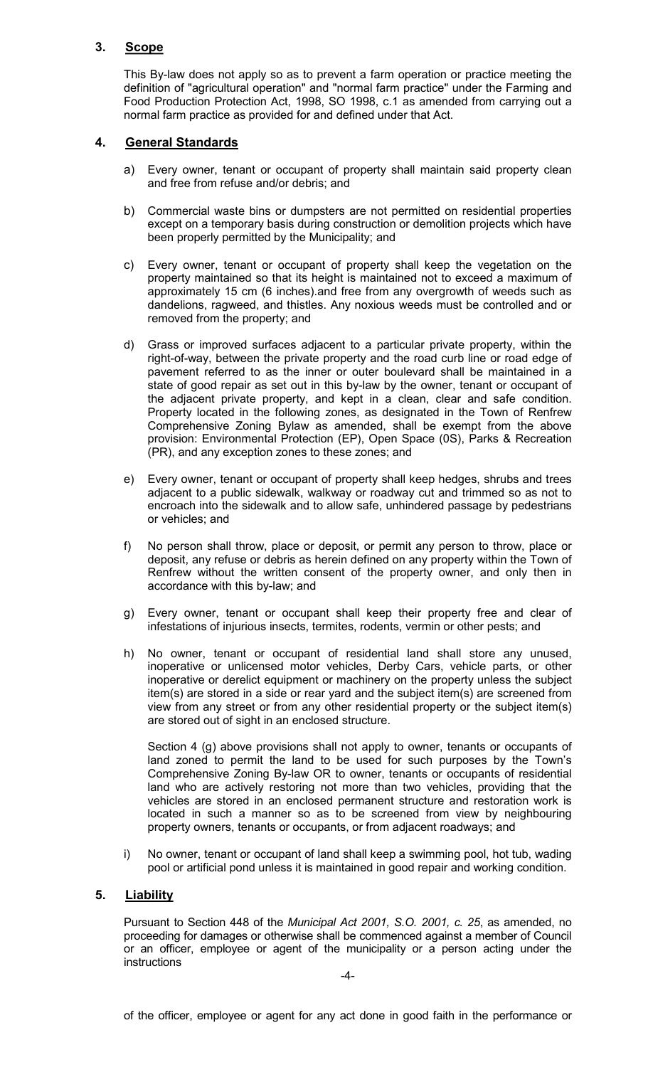## 3. Scope

This By-law does not apply so as to prevent a farm operation or practice meeting the definition of "agricultural operation" and "normal farm practice" under the Farming and Food Production Protection Act, 1998, SO 1998, c.1 as amended from carrying out a normal farm practice as provided for and defined under that Act.

## 4. General Standards

a) Every owner, tenant or occupant of property shall maintain said property clean and free from refuse and/or debris; and

b) Commercial waste bins or dumpsters are not permitted on residential properties except on a temporary basis during construction or demolition projects which have been properly permitted by the Municipality; and

c) Every owner, tenant or occupant of property shall keep the vegetation on the property maintained so that its height is maintained not to exceed a maximum of approximately 15 cm (6 inches).and free from any overgrowth of weeds such as dandelions, ragweed, and thistles. Any noxious weeds must be controlled and or removed from the property; and

d) Grass or improved surfaces adjacent to a particular private property, within the right-of-way, between the private property and the road curb line or road edge of pavement referred to as the inner or outer boulevard shall be maintained in a state of good repair as set out in this by-law by the owner, tenant or occupant of the adjacent private property, and kept in a clean, clear and safe condition. Property located in the following zones, as designated in the Town of Renfrew Comprehensive Zoning Bylaw as amended, shall be exempt from the above provision: Environmental Protection (EP), Open Space (0S), Parks & Recreation (PR), and any exception zones to these zones; and

e) Every owner, tenant or occupant of property shall keep hedges, shrubs and trees adjacent to a public sidewalk, walkway or roadway cut and trimmed so as not to encroach into the sidewalk and to allow safe, unhindered passage by pedestrians or vehicles; and

f) No person shall throw, place or deposit, or permit any person to throw, place or deposit, any refuse or debris as herein defined on any property within the Town of Renfrew without the written consent of the property owner, and only then in accordance with this by-law; and

g) Every owner, tenant or occupant shall keep their property free and clear of infestations of injurious insects, termites, rodents, vermin or other pests; and

h) No owner, tenant or occupant of residential land shall store any unused, inoperative or unlicensed motor vehicles, Derby Cars, vehicle parts, or other inoperative or derelict equipment or machinery on the property unless the subject item(s) are stored in a side or rear yard and the subject item(s) are screened from view from any street or from any other residential property or the subject item(s) are stored out of sight in an enclosed structure.

   Section 4 (g) above provisions shall not apply to owner, tenants or occupants of land zoned to permit the land to be used for such purposes by the Town's Comprehensive Zoning By-law OR to owner, tenants or occupants of residential land who are actively restoring not more than two vehicles, providing that the vehicles are stored in an enclosed permanent structure and restoration work is located in such a manner so as to be screened from view by neighbouring property owners, tenants or occupants, or from adjacent roadways; and

i) No owner, tenant or occupant of land shall keep a swimming pool, hot tub, wading pool or artificial pond unless it is maintained in good repair and working condition.

## 5. Liability

Pursuant to Section 448 of the *Municipal Act 2001, S.O. 2001, c. 25*, as amended, no proceeding for damages or otherwise shall be commenced against a member of Council or an officer, employee or agent of the municipality or a person acting under the instructions

of the officer, employee or agent for any act done in good faith in the performance or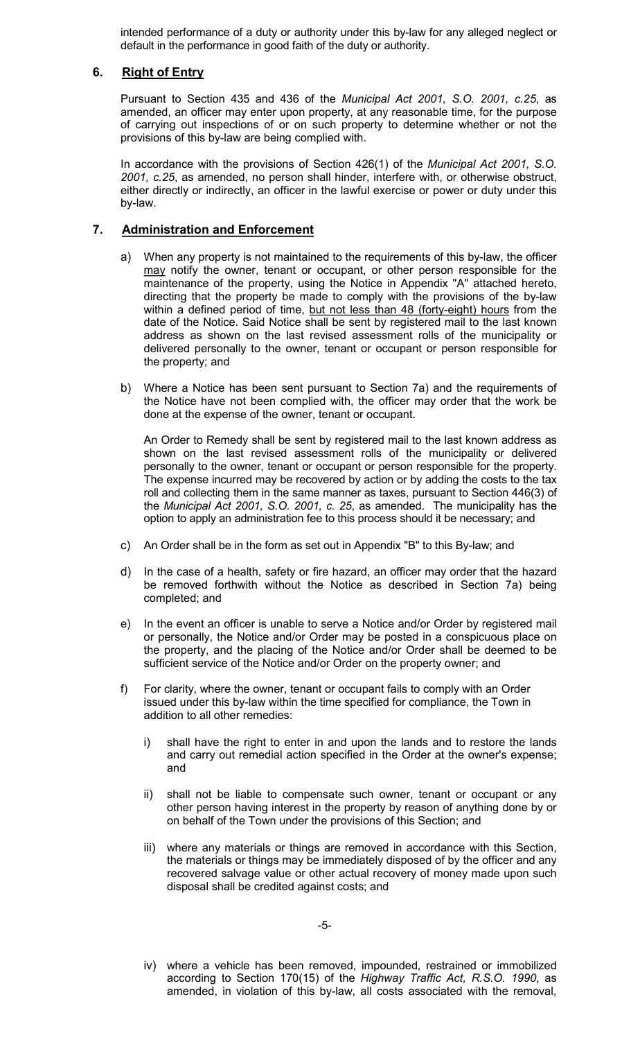intended performance of a duty or authority under this by-law for any alleged neglect or default in the performance in good faith of the duty or authority.

## 6. Right of Entry

Pursuant to Section 435 and 436 of the *Municipal Act 2001, S.O. 2001, c.25*, as amended, an officer may enter upon property, at any reasonable time, for the purpose of carrying out inspections of or on such property to determine whether or not the provisions of this by-law are being complied with.

In accordance with the provisions of Section 426(1) of the *Municipal Act 2001, S.O. 2001, c.25*, as amended, no person shall hinder, interfere with, or otherwise obstruct, either directly or indirectly, an officer in the lawful exercise or power or duty under this by-law.

## 7. Administration and Enforcement

a) When any property is not maintained to the requirements of this by-law, the officer may notify the owner, tenant or occupant, or other person responsible for the maintenance of the property, using the Notice in Appendix "A" attached hereto, directing that the property be made to comply with the provisions of the by-law within a defined period of time, but not less than 48 (forty-eight) hours from the date of the Notice. Said Notice shall be sent by registered mail to the last known address as shown on the last revised assessment rolls of the municipality or delivered personally to the owner, tenant or occupant or person responsible for the property; and

b) Where a Notice has been sent pursuant to Section 7a) and the requirements of the Notice have not been complied with, the officer may order that the work be done at the expense of the owner, tenant or occupant.

   An Order to Remedy shall be sent by registered mail to the last known address as shown on the last revised assessment rolls of the municipality or delivered personally to the owner, tenant or occupant or person responsible for the property. The expense incurred may be recovered by action or by adding the costs to the tax roll and collecting them in the same manner as taxes, pursuant to Section 446(3) of the *Municipal Act 2001, S.O. 2001, c. 25*, as amended. The municipality has the option to apply an administration fee to this process should it be necessary; and

c) An Order shall be in the form as set out in Appendix "B" to this By-law; and

d) In the case of a health, safety or fire hazard, an officer may order that the hazard be removed forthwith without the Notice as described in Section 7a) being completed; and

e) In the event an officer is unable to serve a Notice and/or Order by registered mail or personally, the Notice and/or Order may be posted in a conspicuous place on the property, and the placing of the Notice and/or Order shall be deemed to be sufficient service of the Notice and/or Order on the property owner; and

f) For clarity, where the owner, tenant or occupant fails to comply with an Order issued under this by-law within the time specified for compliance, the Town in addition to all other remedies:

   i) shall have the right to enter in and upon the lands and to restore the lands and carry out remedial action specified in the Order at the owner's expense; and

   ii) shall not be liable to compensate such owner, tenant or occupant or any other person having interest in the property by reason of anything done by or on behalf of the Town under the provisions of this Section; and

   iii) where any materials or things are removed in accordance with this Section, the materials or things may be immediately disposed of by the officer and any recovered salvage value or other actual recovery of money made upon such disposal shall be credited against costs; and

   iv) where a vehicle has been removed, impounded, restrained or immobilized according to Section 170(15) of the *Highway Traffic Act, R.S.O. 1990*, as amended, in violation of this by-law, all costs associated with the removal,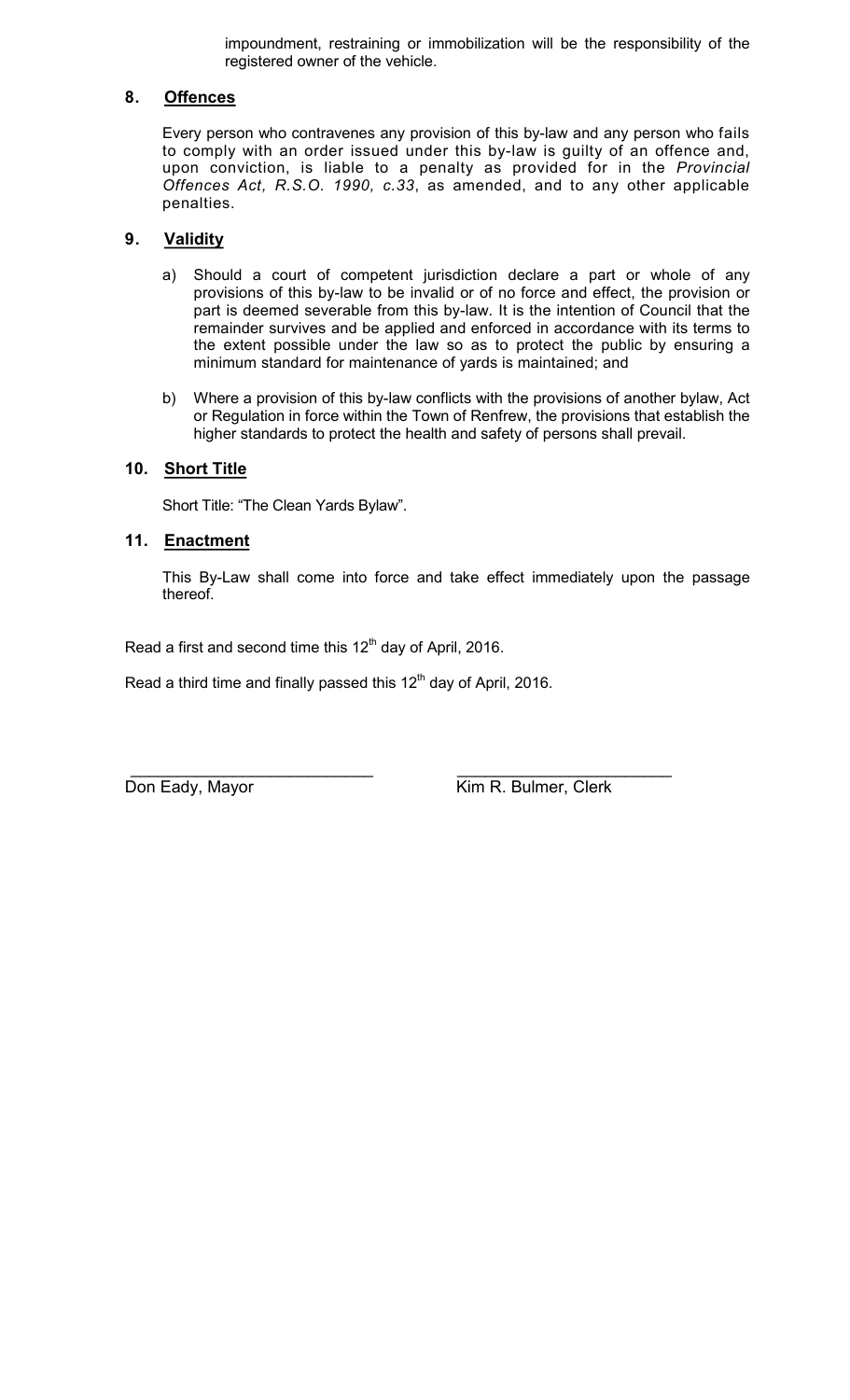impoundment, restraining or immobilization will be the responsibility of the registered owner of the vehicle.

## 8. Offences

Every person who contravenes any provision of this by-law and any person who fails to comply with an order issued under this by-law is guilty of an offence and, upon conviction, is liable to a penalty as provided for in the *Provincial Offences Act, R.S.O. 1990, c.33*, as amended, and to any other applicable penalties.

## 9. Validity

a) Should a court of competent jurisdiction declare a part or whole of any provisions of this by-law to be invalid or of no force and effect, the provision or part is deemed severable from this by-law. It is the intention of Council that the remainder survives and be applied and enforced in accordance with its terms to the extent possible under the law so as to protect the public by ensuring a minimum standard for maintenance of yards is maintained; and

b) Where a provision of this by-law conflicts with the provisions of another bylaw, Act or Regulation in force within the Town of Renfrew, the provisions that establish the higher standards to protect the health and safety of persons shall prevail.

## 10. Short Title

Short Title: "The Clean Yards Bylaw".

## 11. Enactment

This By-Law shall come into force and take effect immediately upon the passage thereof.

Read a first and second time this 12th day of April, 2016.

Read a third time and finally passed this 12th day of April, 2016.

\_\_\_\_\_\_\_\_\_\_\_\_\_\_\_\_\_\_\_\_\_\_\_\_\_\_\_\_ 
Don Eady, Mayor

\_\_\_\_\_\_\_\_\_\_\_\_\_\_\_\_\_\_\_\_\_\_\_\_\_\_\_\_ 
Kim R. Bulmer, Clerk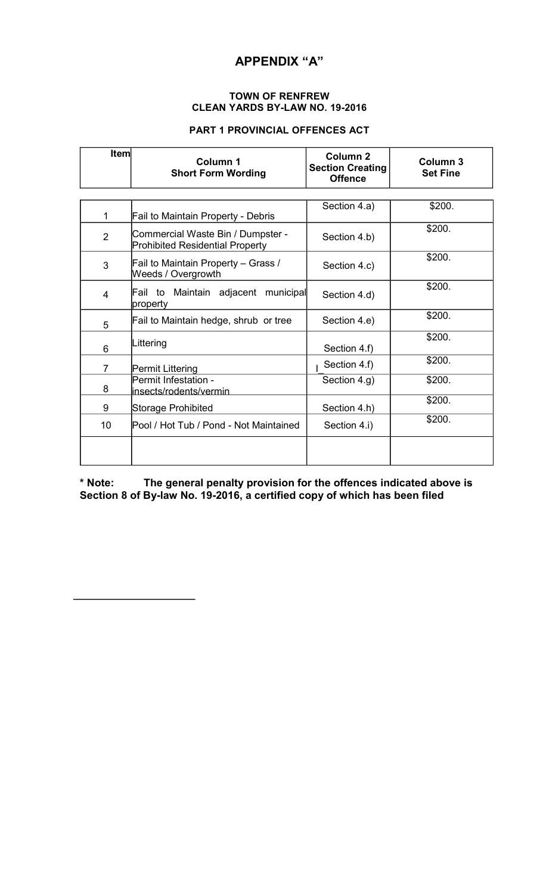# APPENDIX "A"

### TOWN OF RENFREW
### CLEAN YARDS BY-LAW NO. 19-2016

### PART 1 PROVINCIAL OFFENCES ACT

| Item | Column 1<br>Short Form Wording | Column 2<br>Section Creating Offence | Column 3<br>Set Fine |
|---|---|---|---|
| 1 | Fail to Maintain Property - Debris | Section 4.a) | $200. |
| 2 | Commercial Waste Bin / Dumpster - Prohibited Residential Property | Section 4.b) | $200. |
| 3 | Fail to Maintain Property – Grass / Weeds / Overgrowth | Section 4.c) | $200. |
| 4 | Fail to Maintain adjacent municipal property | Section 4.d) | $200. |
| 5 | Fail to Maintain hedge, shrub or tree | Section 4.e) | $200. |
| 6 | Littering | Section 4.f) | $200. |
| 7 | Permit Littering | Section 4.f) | $200. |
| 8 | Permit Infestation - insects/rodents/vermin | Section 4.g) | $200. |
| 9 | Storage Prohibited | Section 4.h) | $200. |
| 10 | Pool / Hot Tub / Pond - Not Maintained | Section 4.i) | $200. |
| | | | |

**\* Note: The general penalty provision for the offences indicated above is Section 8 of By-law No. 19-2016, a certified copy of which has been filed**

\_\_\_\_\_\_\_\_\_\_\_\_\_\_\_\_\_\_\_\_